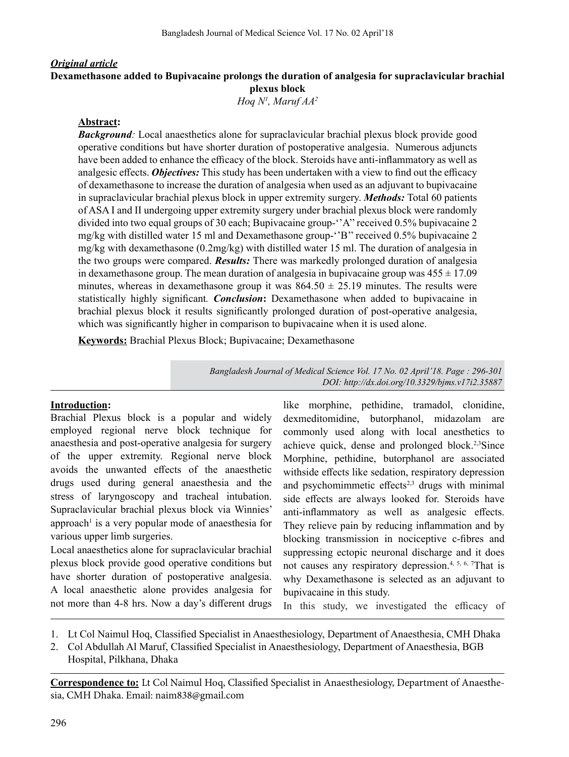***Original article***

# Dexamethasone added to Bupivacaine prolongs the duration of analgesia for supraclavicular brachial plexus block

*Hoq N[1], Maruf AA[2]*

**Abstract:**

***Background:*** Local anaesthetics alone for supraclavicular brachial plexus block provide good operative conditions but have shorter duration of postoperative analgesia. Numerous adjuncts have been added to enhance the efficacy of the block. Steroids have anti-inflammatory as well as analgesic effects. ***Objectives:*** This study has been undertaken with a view to find out the efficacy of dexamethasone to increase the duration of analgesia when used as an adjuvant to bupivacaine in supraclavicular brachial plexus block in upper extremity surgery. ***Methods:*** Total 60 patients of ASA I and II undergoing upper extremity surgery under brachial plexus block were randomly divided into two equal groups of 30 each; Bupivacaine group-''A'' received 0.5% bupivacaine 2 mg/kg with distilled water 15 ml and Dexamethasone group-''B'' received 0.5% bupivacaine 2 mg/kg with dexamethasone (0.2mg/kg) with distilled water 15 ml. The duration of analgesia in the two groups were compared. ***Results:*** There was markedly prolonged duration of analgesia in dexamethasone group. The mean duration of analgesia in bupivacaine group was $455 \pm 17.09$ minutes, whereas in dexamethasone group it was $864.50 \pm 25.19$ minutes. The results were statistically highly significant. ***Conclusion*:** Dexamethasone when added to bupivacaine in brachial plexus block it results significantly prolonged duration of post-operative analgesia, which was significantly higher in comparison to bupivacaine when it is used alone.

**Keywords:** Brachial Plexus Block; Bupivacaine; Dexamethasone

*DOI: http://dx.doi.org/10.3329/bjms.v17i2.35887*

## Introduction:

Brachial Plexus block is a popular and widely employed regional nerve block technique for anaesthesia and post-operative analgesia for surgery of the upper extremity. Regional nerve block avoids the unwanted effects of the anaesthetic drugs used during general anaesthesia and the stress of laryngoscopy and tracheal intubation. Supraclavicular brachial plexus block via Winnies' approach[1] is a very popular mode of anaesthesia for various upper limb surgeries.

Local anaesthetics alone for supraclavicular brachial plexus block provide good operative conditions but have shorter duration of postoperative analgesia. A local anaesthetic alone provides analgesia for not more than 4-8 hrs. Now a day's different drugs like morphine, pethidine, tramadol, clonidine, dexmeditomidine, butorphanol, midazolam are commonly used along with local anesthetics to achieve quick, dense and prolonged block.[2,3]Since Morphine, pethidine, butorphanol are associated withside effects like sedation, respiratory depression and psychomimmetic effects[2,3] drugs with minimal side effects are always looked for. Steroids have anti-inflammatory as well as analgesic effects. They relieve pain by reducing inflammation and by blocking transmission in nociceptive c-fibres and suppressing ectopic neuronal discharge and it does not causes any respiratory depression.[4, 5, 6, 7]That is why Dexamethasone is selected as an adjuvant to bupivacaine in this study.

In this study, we investigated the efficacy of

1. Lt Col Naimul Hoq, Classified Specialist in Anaesthesiology, Department of Anaesthesia, CMH Dhaka
2. Col Abdullah Al Maruf, Classified Specialist in Anaesthesiology, Department of Anaesthesia, BGB Hospital, Pilkhana, Dhaka

**Correspondence to:** Lt Col Naimul Hoq, Classified Specialist in Anaesthesiology, Department of Anaesthesia, CMH Dhaka. Email: naim838@gmail.com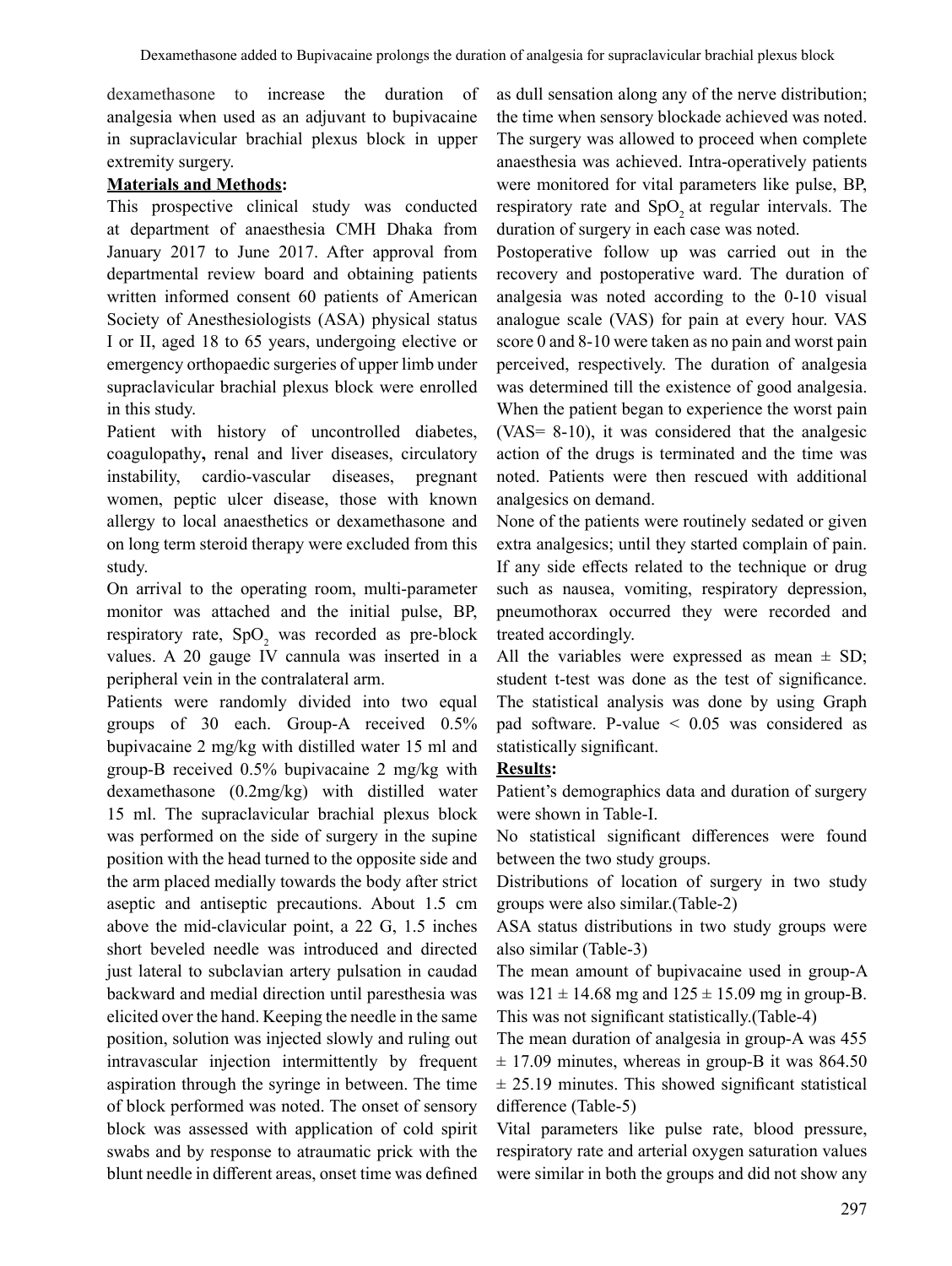dexamethasone to increase the duration of analgesia when used as an adjuvant to bupivacaine in supraclavicular brachial plexus block in upper extremity surgery.

**Materials and Methods:**

This prospective clinical study was conducted at department of anaesthesia CMH Dhaka from January 2017 to June 2017. After approval from departmental review board and obtaining patients written informed consent 60 patients of American Society of Anesthesiologists (ASA) physical status I or II, aged 18 to 65 years, undergoing elective or emergency orthopaedic surgeries of upper limb under supraclavicular brachial plexus block were enrolled in this study.

Patient with history of uncontrolled diabetes, coagulopathy**,** renal and liver diseases, circulatory instability, cardio-vascular diseases, pregnant women, peptic ulcer disease, those with known allergy to local anaesthetics or dexamethasone and on long term steroid therapy were excluded from this study.

On arrival to the operating room, multi-parameter monitor was attached and the initial pulse, BP, respiratory rate, $SpO_2$ was recorded as pre-block values. A 20 gauge IV cannula was inserted in a peripheral vein in the contralateral arm.

Patients were randomly divided into two equal groups of 30 each. Group-A received 0.5% bupivacaine 2 mg/kg with distilled water 15 ml and group-B received 0.5% bupivacaine 2 mg/kg with dexamethasone (0.2mg/kg) with distilled water 15 ml. The supraclavicular brachial plexus block was performed on the side of surgery in the supine position with the head turned to the opposite side and the arm placed medially towards the body after strict aseptic and antiseptic precautions. About 1.5 cm above the mid-clavicular point, a 22 G, 1.5 inches short beveled needle was introduced and directed just lateral to subclavian artery pulsation in caudad backward and medial direction until paresthesia was elicited over the hand. Keeping the needle in the same position, solution was injected slowly and ruling out intravascular injection intermittently by frequent aspiration through the syringe in between. The time of block performed was noted. The onset of sensory block was assessed with application of cold spirit swabs and by response to atraumatic prick with the blunt needle in different areas, onset time was defined as dull sensation along any of the nerve distribution; the time when sensory blockade achieved was noted. The surgery was allowed to proceed when complete anaesthesia was achieved. Intra-operatively patients were monitored for vital parameters like pulse, BP, respiratory rate and $SpO_2$ at regular intervals. The duration of surgery in each case was noted.

Postoperative follow up was carried out in the recovery and postoperative ward. The duration of analgesia was noted according to the 0-10 visual analogue scale (VAS) for pain at every hour. VAS score 0 and 8-10 were taken as no pain and worst pain perceived, respectively. The duration of analgesia was determined till the existence of good analgesia. When the patient began to experience the worst pain (VAS= 8-10), it was considered that the analgesic action of the drugs is terminated and the time was noted. Patients were then rescued with additional analgesics on demand.

None of the patients were routinely sedated or given extra analgesics; until they started complain of pain. If any side effects related to the technique or drug such as nausea, vomiting, respiratory depression, pneumothorax occurred they were recorded and treated accordingly.

All the variables were expressed as mean ± SD; student t-test was done as the test of significance. The statistical analysis was done by using Graph pad software. P-value < 0.05 was considered as statistically significant.

**Results:**

Patient's demographics data and duration of surgery were shown in Table-I.

No statistical significant differences were found between the two study groups.

Distributions of location of surgery in two study groups were also similar.(Table-2)

ASA status distributions in two study groups were also similar (Table-3)

The mean amount of bupivacaine used in group-A was 121 ± 14.68 mg and 125 ± 15.09 mg in group-B. This was not significant statistically.(Table-4)

The mean duration of analgesia in group-A was 455 ± 17.09 minutes, whereas in group-B it was 864.50 ± 25.19 minutes. This showed significant statistical difference (Table-5)

Vital parameters like pulse rate, blood pressure, respiratory rate and arterial oxygen saturation values were similar in both the groups and did not show any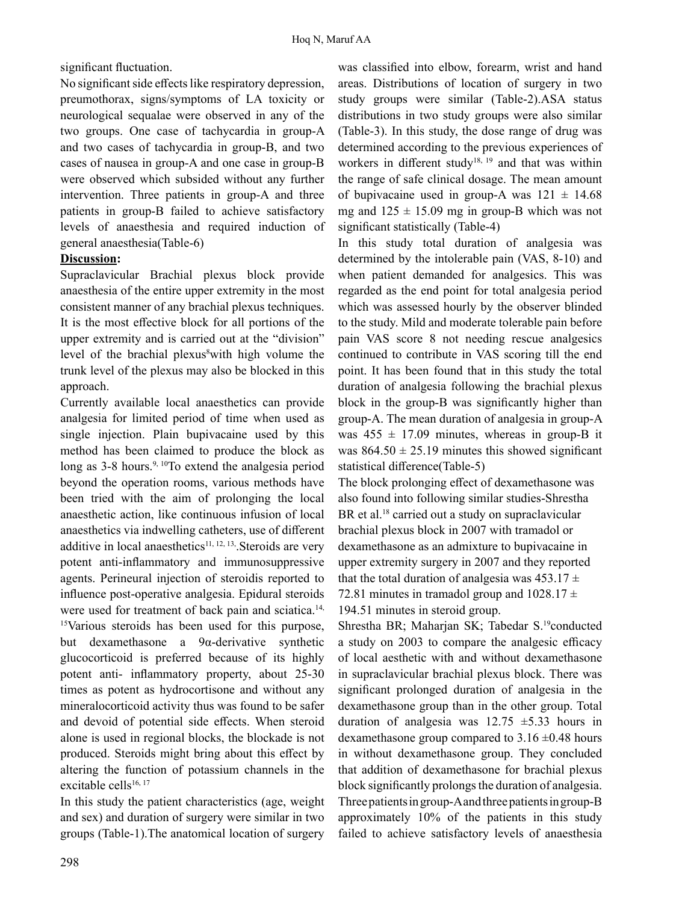significant fluctuation.

No significant side effects like respiratory depression, preumothorax, signs/symptoms of LA toxicity or neurological sequalae were observed in any of the two groups. One case of tachycardia in group-A and two cases of tachycardia in group-B, and two cases of nausea in group-A and one case in group-B were observed which subsided without any further intervention. Three patients in group-A and three patients in group-B failed to achieve satisfactory levels of anaesthesia and required induction of general anaesthesia(Table-6)

## Discussion:

Supraclavicular Brachial plexus block provide anaesthesia of the entire upper extremity in the most consistent manner of any brachial plexus techniques. It is the most effective block for all portions of the upper extremity and is carried out at the "division" level of the brachial plexus[8]with high volume the trunk level of the plexus may also be blocked in this approach.

Currently available local anaesthetics can provide analgesia for limited period of time when used as single injection. Plain bupivacaine used by this method has been claimed to produce the block as long as 3-8 hours.[9, 10]To extend the analgesia period beyond the operation rooms, various methods have been tried with the aim of prolonging the local anaesthetic action, like continuous infusion of local anaesthetics via indwelling catheters, use of different additive in local anaesthetics[11, 12, 13,].Steroids are very potent anti-inflammatory and immunosuppressive agents. Perineural injection of steroidis reported to influence post-operative analgesia. Epidural steroids were used for treatment of back pain and sciatica.[14, 15]Various steroids has been used for this purpose, but dexamethasone a 9α-derivative synthetic glucocorticoid is preferred because of its highly potent anti- inflammatory property, about 25-30 times as potent as hydrocortisone and without any mineralocorticoid activity thus was found to be safer and devoid of potential side effects. When steroid alone is used in regional blocks, the blockade is not produced. Steroids might bring about this effect by altering the function of potassium channels in the excitable cells[16, 17]

In this study the patient characteristics (age, weight and sex) and duration of surgery were similar in two groups (Table-1).The anatomical location of surgery was classified into elbow, forearm, wrist and hand areas. Distributions of location of surgery in two study groups were similar (Table-2).ASA status distributions in two study groups were also similar (Table-3). In this study, the dose range of drug was determined according to the previous experiences of workers in different study[18, 19] and that was within the range of safe clinical dosage. The mean amount of bupivacaine used in group-A was 121 ± 14.68 mg and 125 ± 15.09 mg in group-B which was not significant statistically (Table-4)

In this study total duration of analgesia was determined by the intolerable pain (VAS, 8-10) and when patient demanded for analgesics. This was regarded as the end point for total analgesia period which was assessed hourly by the observer blinded to the study. Mild and moderate tolerable pain before pain VAS score 8 not needing rescue analgesics continued to contribute in VAS scoring till the end point. It has been found that in this study the total duration of analgesia following the brachial plexus block in the group-B was significantly higher than group-A. The mean duration of analgesia in group-A was 455 ± 17.09 minutes, whereas in group-B it was 864.50 ± 25.19 minutes this showed significant statistical difference(Table-5)

The block prolonging effect of dexamethasone was also found into following similar studies-Shrestha BR et al.[18] carried out a study on supraclavicular brachial plexus block in 2007 with tramadol or dexamethasone as an admixture to bupivacaine in upper extremity surgery in 2007 and they reported that the total duration of analgesia was 453.17 ± 72.81 minutes in tramadol group and 1028.17 ± 194.51 minutes in steroid group.

Shrestha BR; Maharjan SK; Tabedar S.[19]conducted a study on 2003 to compare the analgesic efficacy of local aesthetic with and without dexamethasone in supraclavicular brachial plexus block. There was significant prolonged duration of analgesia in the dexamethasone group than in the other group. Total duration of analgesia was 12.75 ±5.33 hours in dexamethasone group compared to 3.16 ±0.48 hours in without dexamethasone group. They concluded that addition of dexamethasone for brachial plexus block significantly prolongs the duration of analgesia. Three patients in group-A and three patients in group-B approximately 10% of the patients in this study failed to achieve satisfactory levels of anaesthesia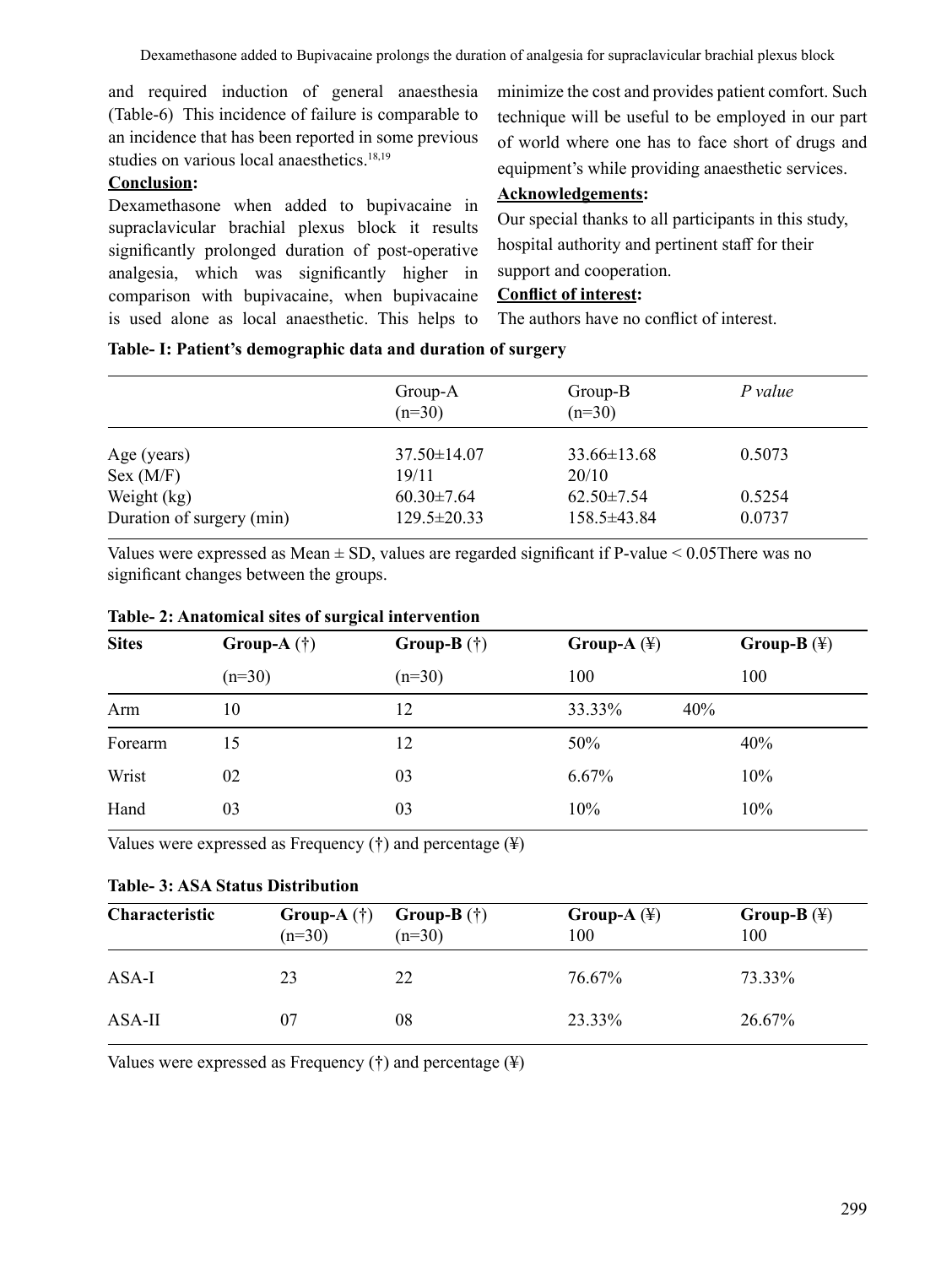and required induction of general anaesthesia (Table-6) This incidence of failure is comparable to an incidence that has been reported in some previous studies on various local anaesthetics.[18,19]

**Conclusion:**

Dexamethasone when added to bupivacaine in supraclavicular brachial plexus block it results significantly prolonged duration of post-operative analgesia, which was significantly higher in comparison with bupivacaine, when bupivacaine is used alone as local anaesthetic. This helps to minimize the cost and provides patient comfort. Such technique will be useful to be employed in our part of world where one has to face short of drugs and equipment's while providing anaesthetic services.

**Acknowledgements:**

Our special thanks to all participants in this study, hospital authority and pertinent staff for their support and cooperation.

**Conflict of interest:**

The authors have no conflict of interest.

**Table- I: Patient's demographic data and duration of surgery**

| | Group-A (n=30) | Group-B (n=30) | *P value* |
|---|---|---|---|
| Age (years) | 37.50±14.07 | 33.66±13.68 | 0.5073 |
| Sex (M/F) | 19/11 | 20/10 | |
| Weight (kg) | 60.30±7.64 | 62.50±7.54 | 0.5254 |
| Duration of surgery (min) | 129.5±20.33 | 158.5±43.84 | 0.0737 |

Values were expressed as Mean ± SD, values are regarded significant if P-value < 0.05There was no significant changes between the groups.

**Table- 2: Anatomical sites of surgical intervention**

| **Sites** | **Group-A** (†) | **Group-B** (†) | **Group-A** (¥) | **Group-B** (¥) |
|---|---|---|---|---|
| | (n=30) | (n=30) | 100 | 100 |
| Arm | 10 | 12 | 33.33% | 40% |
| Forearm | 15 | 12 | 50% | 40% |
| Wrist | 02 | 03 | 6.67% | 10% |
| Hand | 03 | 03 | 10% | 10% |

Values were expressed as Frequency (†) and percentage (¥)

**Table- 3: ASA Status Distribution**

| **Characteristic** | **Group-A** (†) (n=30) | **Group-B** (†) (n=30) | **Group-A** (¥) 100 | **Group-B** (¥) 100 |
|---|---|---|---|---|
| ASA-I | 23 | 22 | 76.67% | 73.33% |
| ASA-II | 07 | 08 | 23.33% | 26.67% |

Values were expressed as Frequency (†) and percentage (¥)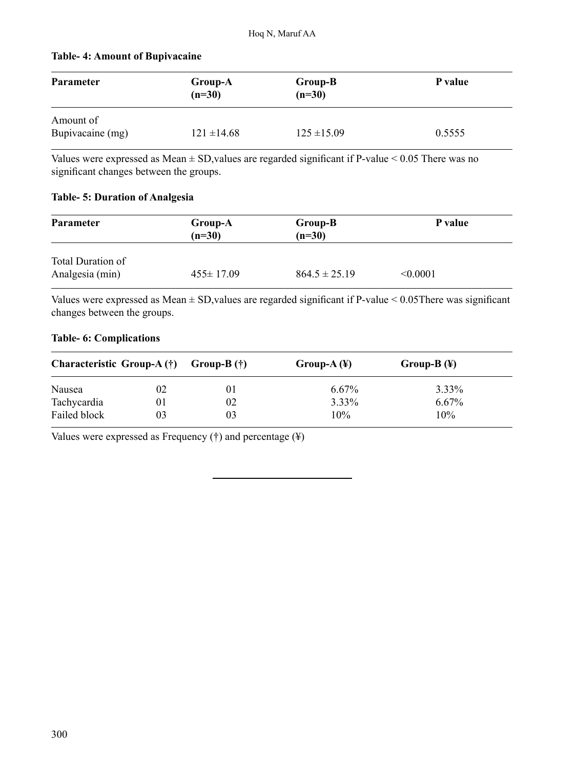**Table- 4: Amount of Bupivacaine**

| Parameter | Group-A (n=30) | Group-B (n=30) | P value |
|---|---|---|---|
| Amount of Bupivacaine (mg) | 121 ±14.68 | 125 ±15.09 | 0.5555 |

Values were expressed as Mean ± SD,values are regarded significant if P-value < 0.05 There was no significant changes between the groups.

**Table- 5: Duration of Analgesia**

| Parameter | Group-A (n=30) | Group-B (n=30) | P value |
|---|---|---|---|
| Total Duration of Analgesia (min) | 455± 17.09 | 864.5 ± 25.19 | <0.0001 |

Values were expressed as Mean ± SD,values are regarded significant if P-value < 0.05There was significant changes between the groups.

**Table- 6: Complications**

| Characteristic | Group-A (†) | Group-B (†) | Group-A (¥) | Group-B (¥) |
|---|---|---|---|---|
| Nausea | 02 | 01 | 6.67% | 3.33% |
| Tachycardia | 01 | 02 | 3.33% | 6.67% |
| Failed block | 03 | 03 | 10% | 10% |

Values were expressed as Frequency (†) and percentage (¥)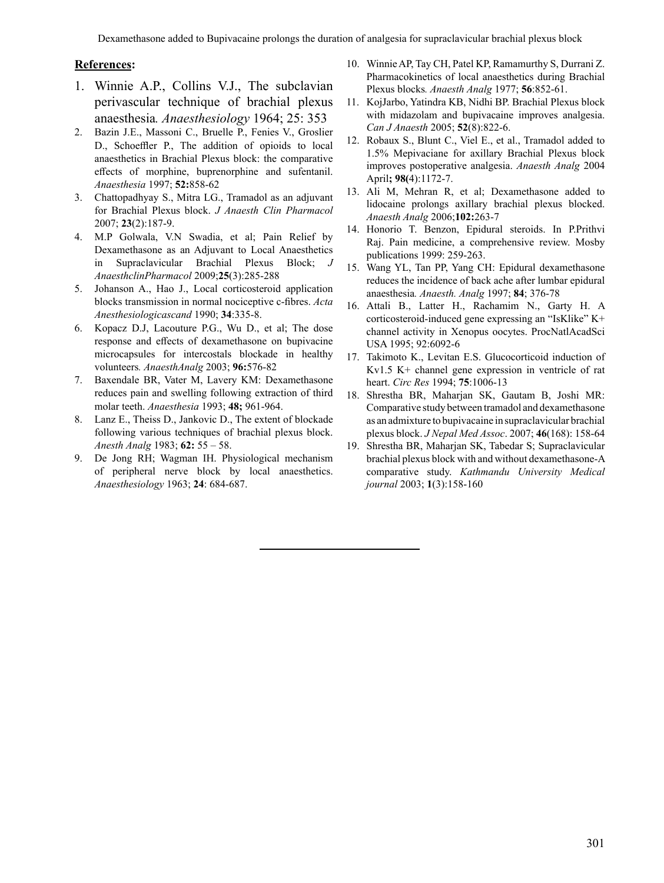**References:**

1. Winnie A.P., Collins V.J., The subclavian perivascular technique of brachial plexus anaesthesia. *Anaesthesiology* 1964; 25: 353
2. Bazin J.E., Massoni C., Bruelle P., Fenies V., Groslier D., Schoeffler P., The addition of opioids to local anaesthetics in Brachial Plexus block: the comparative effects of morphine, buprenorphine and sufentanil. *Anaesthesia* 1997; **52:**858-62
3. Chattopadhyay S., Mitra LG., Tramadol as an adjuvant for Brachial Plexus block. *J Anaesth Clin Pharmacol* 2007; **23**(2):187-9.
4. M.P Golwala, V.N Swadia, et al; Pain Relief by Dexamethasone as an Adjuvant to Local Anaesthetics in Supraclavicular Brachial Plexus Block; *J AnaesthclinPharmacol* 2009;**25**(3):285-288
5. Johanson A., Hao J., Local corticosteroid application blocks transmission in normal nociceptive c-fibres. *Acta Anesthesiologicascand* 1990; **34**:335-8.
6. Kopacz D.J, Lacouture P.G., Wu D., et al; The dose response and effects of dexamethasone on bupivacine microcapsules for intercostals blockade in healthy volunteers. *AnaesthAnalg* 2003; **96:**576-82
7. Baxendale BR, Vater M, Lavery KM: Dexamethasone reduces pain and swelling following extraction of third molar teeth. *Anaesthesia* 1993; **48;** 961-964.
8. Lanz E., Theiss D., Jankovic D., The extent of blockade following various techniques of brachial plexus block. *Anesth Analg* 1983; **62:** 55 – 58.
9. De Jong RH; Wagman IH. Physiological mechanism of peripheral nerve block by local anaesthetics. *Anaesthesiology* 1963; **24**: 684-687.
10. Winnie AP, Tay CH, Patel KP, Ramamurthy S, Durrani Z. Pharmacokinetics of local anaesthetics during Brachial Plexus blocks. *Anaesth Analg* 1977; **56**:852-61.
11. KojJarbo, Yatindra KB, Nidhi BP. Brachial Plexus block with midazolam and bupivacaine improves analgesia. *Can J Anaesth* 2005; **52**(8):822-6.
12. Robaux S., Blunt C., Viel E., et al., Tramadol added to 1.5% Mepivaciane for axillary Brachial Plexus block improves postoperative analgesia. *Anaesth Analg* 2004 April**; 98(**4):1172-7.
13. Ali M, Mehran R, et al; Dexamethasone added to lidocaine prolongs axillary brachial plexus blocked. *Anaesth Analg* 2006;**102:**263-7
14. Honorio T. Benzon, Epidural steroids. In P.Prithvi Raj. Pain medicine, a comprehensive review. Mosby publications 1999: 259-263.
15. Wang YL, Tan PP, Yang CH: Epidural dexamethasone reduces the incidence of back ache after lumbar epidural anaesthesia. *Anaesth. Analg* 1997; **84**; 376-78
16. Attali B., Latter H., Rachamim N., Garty H. A corticosteroid-induced gene expressing an "IsKlike" K+ channel activity in Xenopus oocytes. ProcNatlAcadSci USA 1995; 92:6092-6
17. Takimoto K., Levitan E.S. Glucocorticoid induction of Kv1.5 K+ channel gene expression in ventricle of rat heart. *Circ Res* 1994; **75**:1006-13
18. Shrestha BR, Maharjan SK, Gautam B, Joshi MR: Comparative study between tramadol and dexamethasone as an admixture to bupivacaine in supraclavicular brachial plexus block. *J Nepal Med Assoc*. 2007; **46**(168): 158-64
19. Shrestha BR, Maharjan SK, Tabedar S; Supraclavicular brachial plexus block with and without dexamethasone-A comparative study. *Kathmandu University Medical journal* 2003; **1**(3):158-160